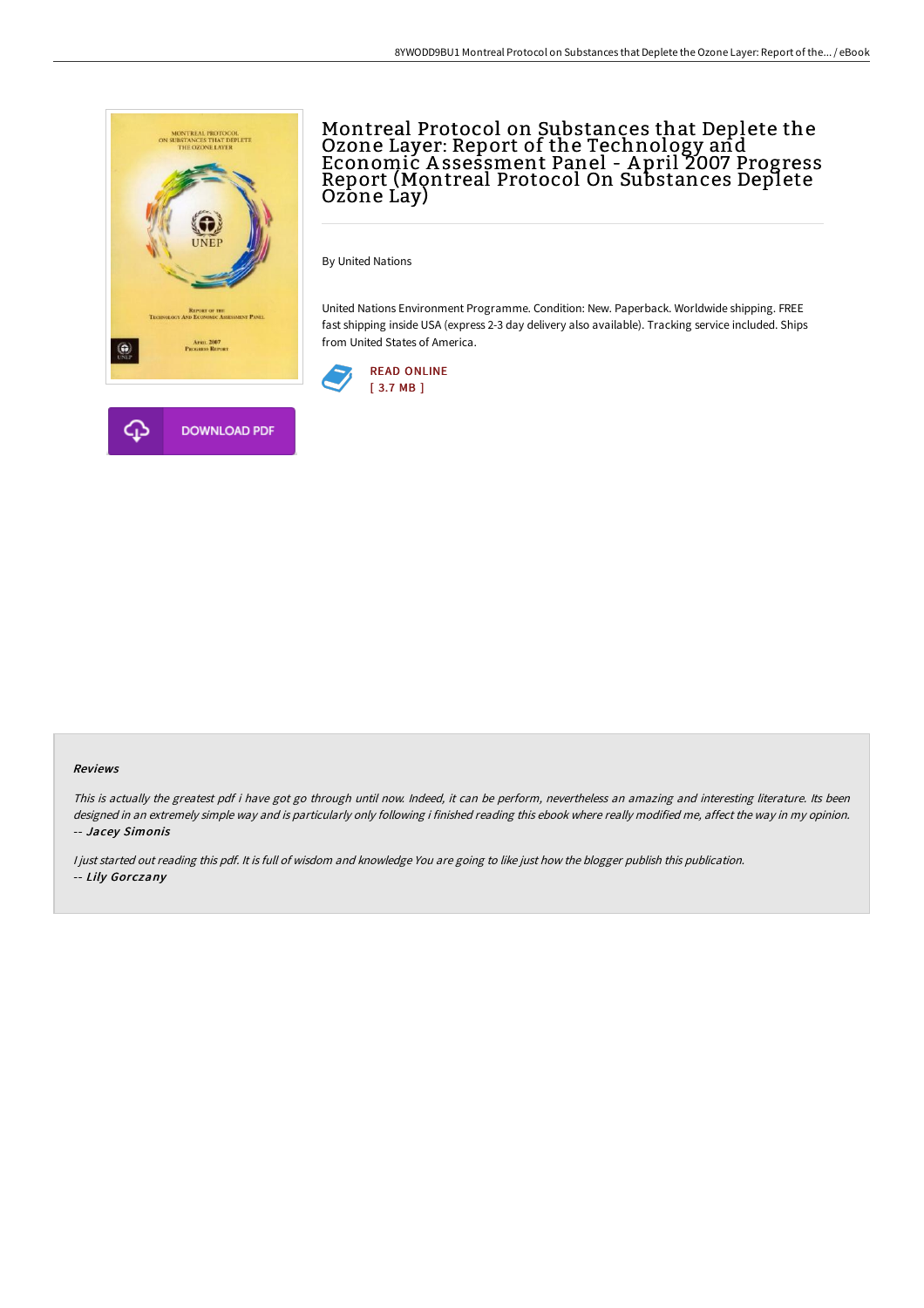# Montreal Protocol on Substances that Deplete the Ozone Layer: Report of the Technology and Economic Assessment Panel - April 2007 Progress Report (Montreal Protocol On Substances Deplete Ozone Lay)

By United Nations

United Nations Environment Programme. Condition: New. Paperback. Worldwide shipping. FREE fast shipping inside USA (express 2-3 day delivery also available). Tracking service included. Ships from United States of America.

READ ONLINE
[ 3.7 MB ]

DOWNLOAD PDF

#### Reviews

*This is actually the greatest pdf i have got go through until now. Indeed, it can be perform, nevertheless an amazing and interesting literature. Its been designed in an extremely simple way and is particularly only following i finished reading this ebook where really modified me, affect the way in my opinion.*
*-- Jacey Simonis*

*I just started out reading this pdf. It is full of wisdom and knowledge You are going to like just how the blogger publish this publication.*
*-- Lily Gorczany*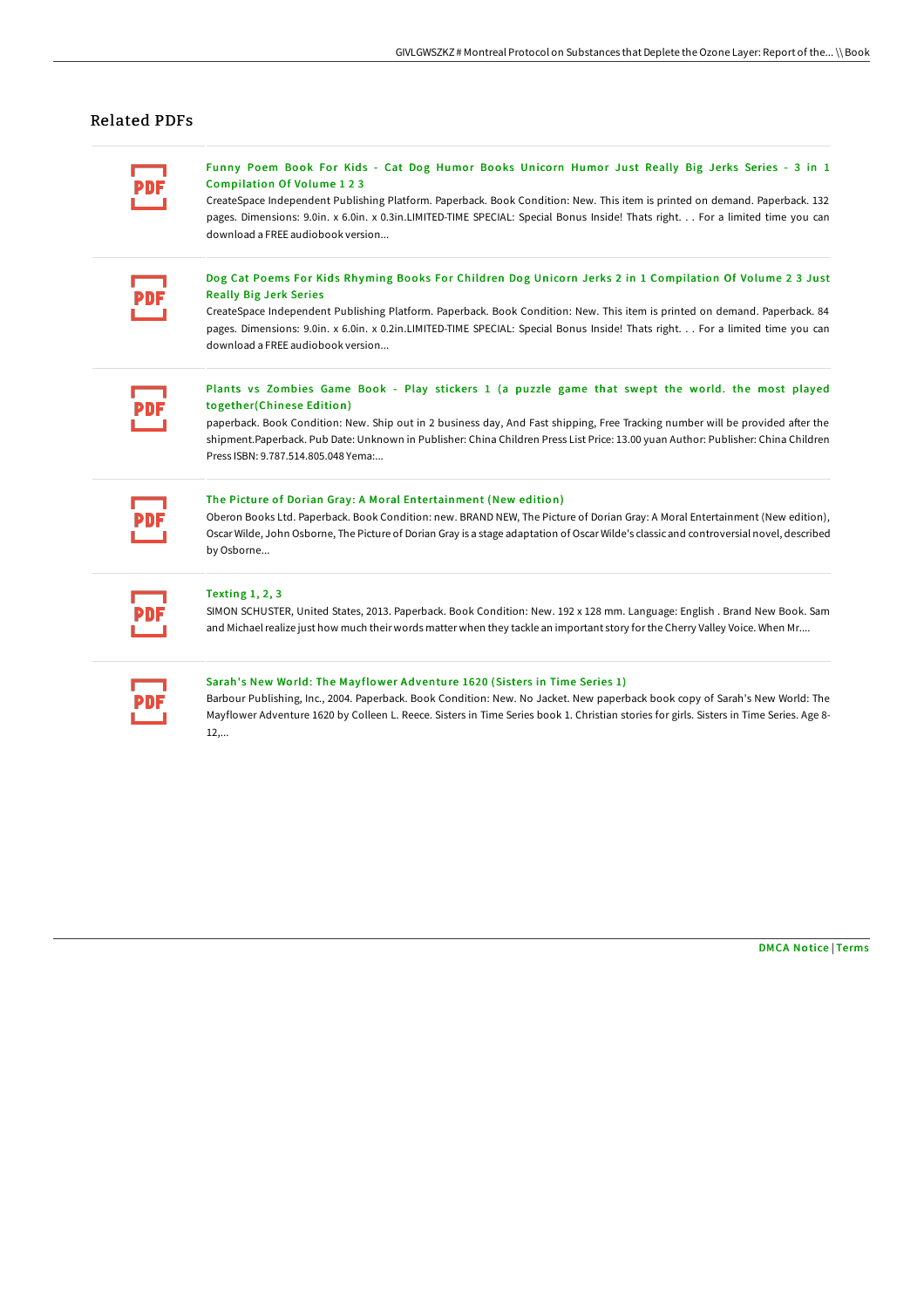## Related PDFs

**Funny Poem Book For Kids - Cat Dog Humor Books Unicorn Humor Just Really Big Jerks Series - 3 in 1 Compilation Of Volume 1 2 3**

CreateSpace Independent Publishing Platform. Paperback. Book Condition: New. This item is printed on demand. Paperback. 132 pages. Dimensions: 9.0in. x 6.0in. x 0.3in.LIMITED-TIME SPECIAL: Special Bonus Inside! Thats right. . . For a limited time you can download a FREE audiobook version...

**Dog Cat Poems For Kids Rhyming Books For Children Dog Unicorn Jerks 2 in 1 Compilation Of Volume 2 3 Just Really Big Jerk Series**

CreateSpace Independent Publishing Platform. Paperback. Book Condition: New. This item is printed on demand. Paperback. 84 pages. Dimensions: 9.0in. x 6.0in. x 0.2in.LIMITED-TIME SPECIAL: Special Bonus Inside! Thats right. . . For a limited time you can download a FREE audiobook version...

**Plants vs Zombies Game Book - Play stickers 1 (a puzzle game that swept the world. the most played together(Chinese Edition)**

paperback. Book Condition: New. Ship out in 2 business day, And Fast shipping, Free Tracking number will be provided after the shipment.Paperback. Pub Date: Unknown in Publisher: China Children Press List Price: 13.00 yuan Author: Publisher: China Children Press ISBN: 9.787.514.805.048 Yema:...

**The Picture of Dorian Gray: A Moral Entertainment (New edition)**

Oberon Books Ltd. Paperback. Book Condition: new. BRAND NEW, The Picture of Dorian Gray: A Moral Entertainment (New edition), Oscar Wilde, John Osborne, The Picture of Dorian Gray is a stage adaptation of Oscar Wilde's classic and controversial novel, described by Osborne...

**Texting 1, 2, 3**

SIMON SCHUSTER, United States, 2013. Paperback. Book Condition: New. 192 x 128 mm. Language: English . Brand New Book. Sam and Michael realize just how much their words matter when they tackle an important story for the Cherry Valley Voice. When Mr....

**Sarah's New World: The Mayflower Adventure 1620 (Sisters in Time Series 1)**

Barbour Publishing, Inc., 2004. Paperback. Book Condition: New. No Jacket. New paperback book copy of Sarah's New World: The Mayflower Adventure 1620 by Colleen L. Reece. Sisters in Time Series book 1. Christian stories for girls. Sisters in Time Series. Age 8-12,...

DMCA Notice | Terms